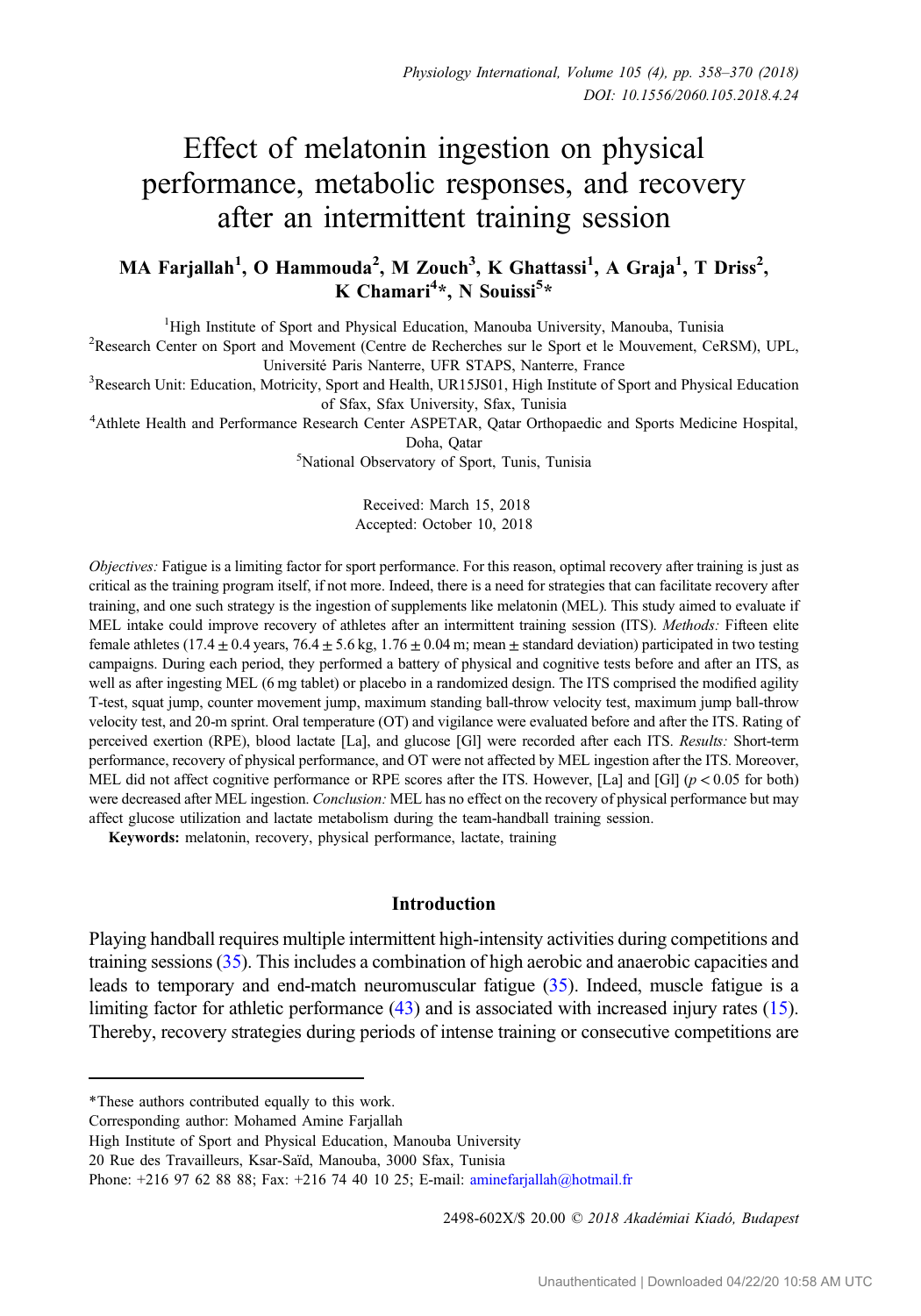# Effect of melatonin ingestion on physical performance, metabolic responses, and recovery after an intermittent training session

**MA Farjallah[1], O Hammouda[2], M Zouch[3], K Ghattassi[1], A Graja[1], T Driss[2], K Chamari[4]*, N Souissi[5]***

[1]High Institute of Sport and Physical Education, Manouba University, Manouba, Tunisia
[2]Research Center on Sport and Movement (Centre de Recherches sur le Sport et le Mouvement, CeRSM), UPL, Université Paris Nanterre, UFR STAPS, Nanterre, France
[3]Research Unit: Education, Motricity, Sport and Health, UR15JS01, High Institute of Sport and Physical Education of Sfax, Sfax University, Sfax, Tunisia
[4]Athlete Health and Performance Research Center ASPETAR, Qatar Orthopaedic and Sports Medicine Hospital, Doha, Qatar
[5]National Observatory of Sport, Tunis, Tunisia

Received: March 15, 2018
Accepted: October 10, 2018

*Objectives:* Fatigue is a limiting factor for sport performance. For this reason, optimal recovery after training is just as critical as the training program itself, if not more. Indeed, there is a need for strategies that can facilitate recovery after training, and one such strategy is the ingestion of supplements like melatonin (MEL). This study aimed to evaluate if MEL intake could improve recovery of athletes after an intermittent training session (ITS). *Methods:* Fifteen elite female athletes (17.4 ± 0.4 years, 76.4 ± 5.6 kg, 1.76 ± 0.04 m; mean ± standard deviation) participated in two testing campaigns. During each period, they performed a battery of physical and cognitive tests before and after an ITS, as well as after ingesting MEL (6 mg tablet) or placebo in a randomized design. The ITS comprised the modified agility T-test, squat jump, counter movement jump, maximum standing ball-throw velocity test, maximum jump ball-throw velocity test, and 20-m sprint. Oral temperature (OT) and vigilance were evaluated before and after the ITS. Rating of perceived exertion (RPE), blood lactate [La], and glucose [Gl] were recorded after each ITS. *Results:* Short-term performance, recovery of physical performance, and OT were not affected by MEL ingestion after the ITS. Moreover, MEL did not affect cognitive performance or RPE scores after the ITS. However, [La] and [Gl] ($p < 0.05$ for both) were decreased after MEL ingestion. *Conclusion:* MEL has no effect on the recovery of physical performance but may affect glucose utilization and lactate metabolism during the team-handball training session.

**Keywords:** melatonin, recovery, physical performance, lactate, training

## Introduction

Playing handball requires multiple intermittent high-intensity activities during competitions and training sessions (35). This includes a combination of high aerobic and anaerobic capacities and leads to temporary and end-match neuromuscular fatigue (35). Indeed, muscle fatigue is a limiting factor for athletic performance (43) and is associated with increased injury rates (15). Thereby, recovery strategies during periods of intense training or consecutive competitions are

*These authors contributed equally to this work.
Corresponding author: Mohamed Amine Farjallah
High Institute of Sport and Physical Education, Manouba University
20 Rue des Travailleurs, Ksar-Saïd, Manouba, 3000 Sfax, Tunisia
Phone: +216 97 62 88 88; Fax: +216 74 40 10 25; E-mail: aminefarjallah@hotmail.fr

2498-602X/$ 20.00 © 2018 Akadémiai Kiadó, Budapest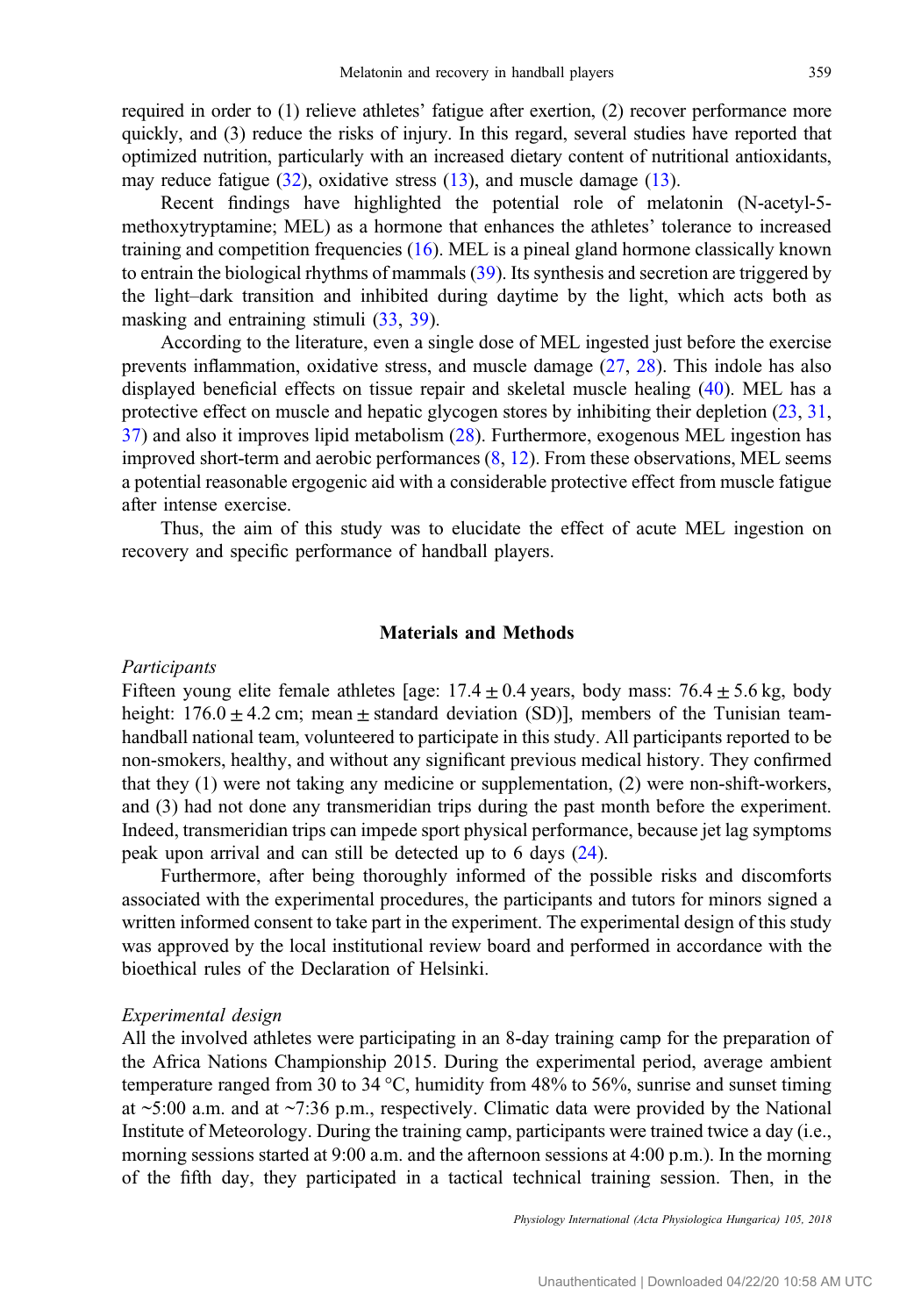required in order to (1) relieve athletes' fatigue after exertion, (2) recover performance more quickly, and (3) reduce the risks of injury. In this regard, several studies have reported that optimized nutrition, particularly with an increased dietary content of nutritional antioxidants, may reduce fatigue (32), oxidative stress (13), and muscle damage (13).

Recent findings have highlighted the potential role of melatonin (N-acetyl-5-methoxytryptamine; MEL) as a hormone that enhances the athletes' tolerance to increased training and competition frequencies (16). MEL is a pineal gland hormone classically known to entrain the biological rhythms of mammals (39). Its synthesis and secretion are triggered by the light–dark transition and inhibited during daytime by the light, which acts both as masking and entraining stimuli (33, 39).

According to the literature, even a single dose of MEL ingested just before the exercise prevents inflammation, oxidative stress, and muscle damage (27, 28). This indole has also displayed beneficial effects on tissue repair and skeletal muscle healing (40). MEL has a protective effect on muscle and hepatic glycogen stores by inhibiting their depletion (23, 31, 37) and also it improves lipid metabolism (28). Furthermore, exogenous MEL ingestion has improved short-term and aerobic performances (8, 12). From these observations, MEL seems a potential reasonable ergogenic aid with a considerable protective effect from muscle fatigue after intense exercise.

Thus, the aim of this study was to elucidate the effect of acute MEL ingestion on recovery and specific performance of handball players.

## Materials and Methods

### *Participants*

Fifteen young elite female athletes [age: 17.4 ± 0.4 years, body mass: 76.4 ± 5.6 kg, body height: 176.0 ± 4.2 cm; mean ± standard deviation (SD)], members of the Tunisian team-handball national team, volunteered to participate in this study. All participants reported to be non-smokers, healthy, and without any significant previous medical history. They confirmed that they (1) were not taking any medicine or supplementation, (2) were non-shift-workers, and (3) had not done any transmeridian trips during the past month before the experiment. Indeed, transmeridian trips can impede sport physical performance, because jet lag symptoms peak upon arrival and can still be detected up to 6 days (24).

Furthermore, after being thoroughly informed of the possible risks and discomforts associated with the experimental procedures, the participants and tutors for minors signed a written informed consent to take part in the experiment. The experimental design of this study was approved by the local institutional review board and performed in accordance with the bioethical rules of the Declaration of Helsinki.

### *Experimental design*

All the involved athletes were participating in an 8-day training camp for the preparation of the Africa Nations Championship 2015. During the experimental period, average ambient temperature ranged from 30 to 34 °C, humidity from 48% to 56%, sunrise and sunset timing at ~5:00 a.m. and at ~7:36 p.m., respectively. Climatic data were provided by the National Institute of Meteorology. During the training camp, participants were trained twice a day (i.e., morning sessions started at 9:00 a.m. and the afternoon sessions at 4:00 p.m.). In the morning of the fifth day, they participated in a tactical technical training session. Then, in the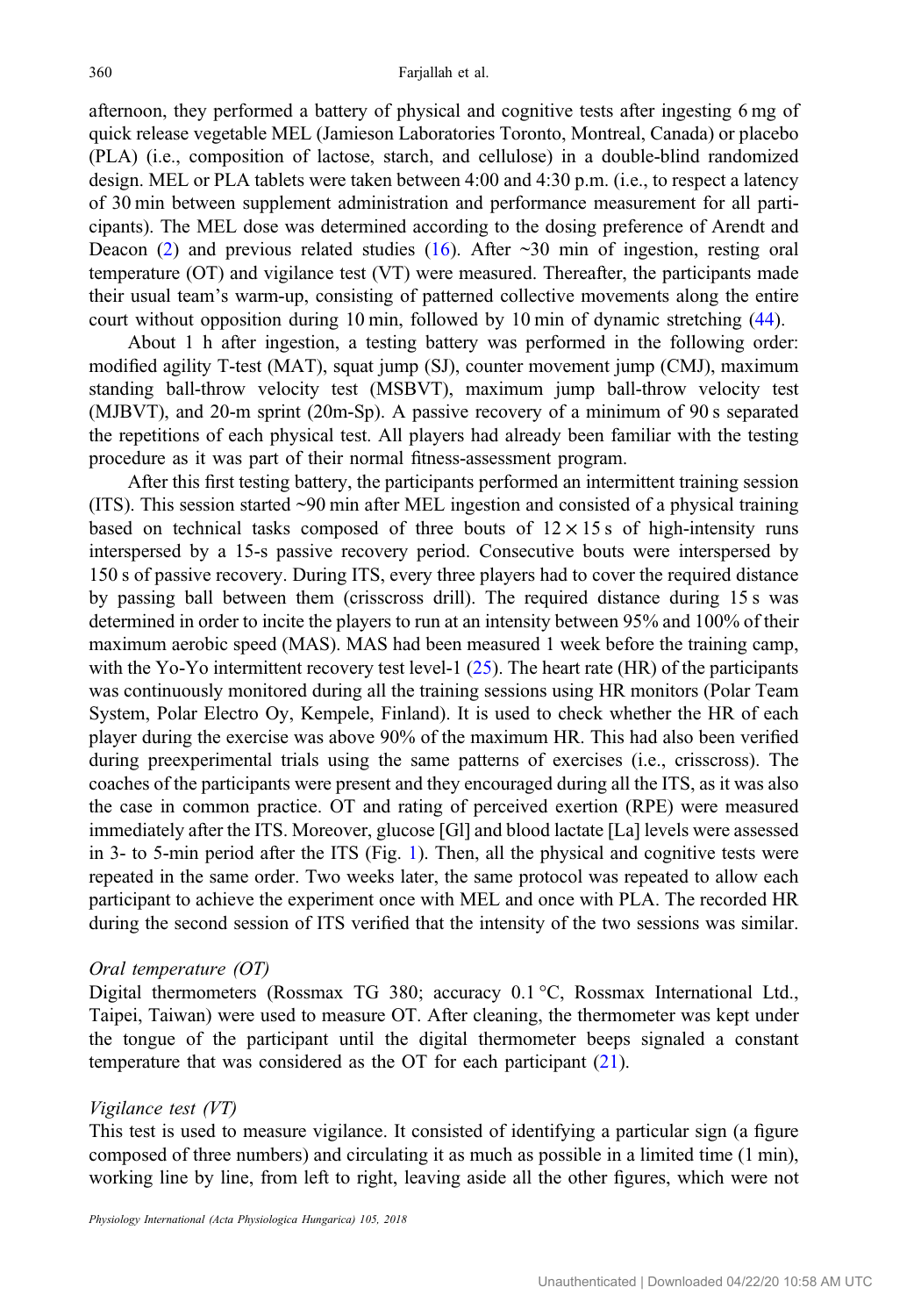afternoon, they performed a battery of physical and cognitive tests after ingesting 6 mg of quick release vegetable MEL (Jamieson Laboratories Toronto, Montreal, Canada) or placebo (PLA) (i.e., composition of lactose, starch, and cellulose) in a double-blind randomized design. MEL or PLA tablets were taken between 4:00 and 4:30 p.m. (i.e., to respect a latency of 30 min between supplement administration and performance measurement for all participants). The MEL dose was determined according to the dosing preference of Arendt and Deacon (2) and previous related studies (16). After ~30 min of ingestion, resting oral temperature (OT) and vigilance test (VT) were measured. Thereafter, the participants made their usual team's warm-up, consisting of patterned collective movements along the entire court without opposition during 10 min, followed by 10 min of dynamic stretching (44).

About 1 h after ingestion, a testing battery was performed in the following order: modified agility T-test (MAT), squat jump (SJ), counter movement jump (CMJ), maximum standing ball-throw velocity test (MSBVT), maximum jump ball-throw velocity test (MJBVT), and 20-m sprint (20m-Sp). A passive recovery of a minimum of 90 s separated the repetitions of each physical test. All players had already been familiar with the testing procedure as it was part of their normal fitness-assessment program.

After this first testing battery, the participants performed an intermittent training session (ITS). This session started ~90 min after MEL ingestion and consisted of a physical training based on technical tasks composed of three bouts of $12 \times 15$ s of high-intensity runs interspersed by a 15-s passive recovery period. Consecutive bouts were interspersed by 150 s of passive recovery. During ITS, every three players had to cover the required distance by passing ball between them (crisscross drill). The required distance during 15 s was determined in order to incite the players to run at an intensity between 95% and 100% of their maximum aerobic speed (MAS). MAS had been measured 1 week before the training camp, with the Yo-Yo intermittent recovery test level-1 (25). The heart rate (HR) of the participants was continuously monitored during all the training sessions using HR monitors (Polar Team System, Polar Electro Oy, Kempele, Finland). It is used to check whether the HR of each player during the exercise was above 90% of the maximum HR. This had also been verified during preexperimental trials using the same patterns of exercises (i.e., crisscross). The coaches of the participants were present and they encouraged during all the ITS, as it was also the case in common practice. OT and rating of perceived exertion (RPE) were measured immediately after the ITS. Moreover, glucose [Gl] and blood lactate [La] levels were assessed in 3- to 5-min period after the ITS (Fig. 1). Then, all the physical and cognitive tests were repeated in the same order. Two weeks later, the same protocol was repeated to allow each participant to achieve the experiment once with MEL and once with PLA. The recorded HR during the second session of ITS verified that the intensity of the two sessions was similar.

*Oral temperature (OT)*

Digital thermometers (Rossmax TG 380; accuracy 0.1 °C, Rossmax International Ltd., Taipei, Taiwan) were used to measure OT. After cleaning, the thermometer was kept under the tongue of the participant until the digital thermometer beeps signaled a constant temperature that was considered as the OT for each participant (21).

*Vigilance test (VT)*

This test is used to measure vigilance. It consisted of identifying a particular sign (a figure composed of three numbers) and circulating it as much as possible in a limited time (1 min), working line by line, from left to right, leaving aside all the other figures, which were not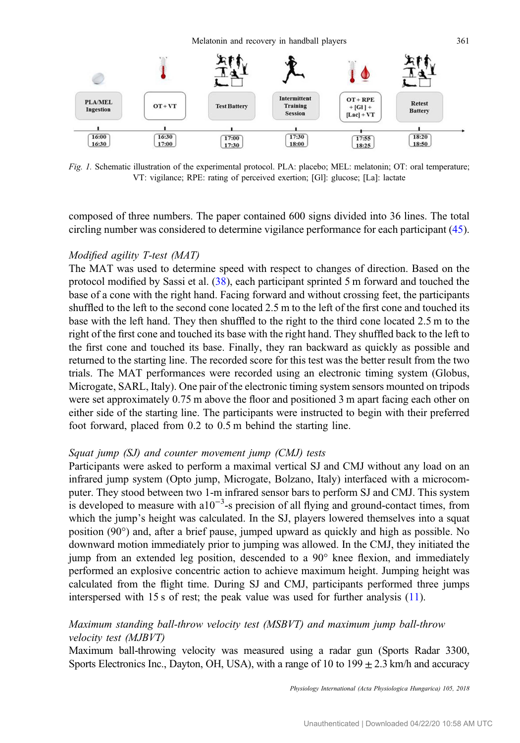*Fig. 1.* Schematic illustration of the experimental protocol. PLA: placebo; MEL: melatonin; OT: oral temperature; VT: vigilance; RPE: rating of perceived exertion; [Gl]: glucose; [La]: lactate

composed of three numbers. The paper contained 600 signs divided into 36 lines. The total circling number was considered to determine vigilance performance for each participant (45).

*Modified agility T-test (MAT)*

The MAT was used to determine speed with respect to changes of direction. Based on the protocol modified by Sassi et al. (38), each participant sprinted 5 m forward and touched the base of a cone with the right hand. Facing forward and without crossing feet, the participants shuffled to the left to the second cone located 2.5 m to the left of the first cone and touched its base with the left hand. They then shuffled to the right to the third cone located 2.5 m to the right of the first cone and touched its base with the right hand. They shuffled back to the left to the first cone and touched its base. Finally, they ran backward as quickly as possible and returned to the starting line. The recorded score for this test was the better result from the two trials. The MAT performances were recorded using an electronic timing system (Globus, Microgate, SARL, Italy). One pair of the electronic timing system sensors mounted on tripods were set approximately 0.75 m above the floor and positioned 3 m apart facing each other on either side of the starting line. The participants were instructed to begin with their preferred foot forward, placed from 0.2 to 0.5 m behind the starting line.

*Squat jump (SJ) and counter movement jump (CMJ) tests*

Participants were asked to perform a maximal vertical SJ and CMJ without any load on an infrared jump system (Opto jump, Microgate, Bolzano, Italy) interfaced with a microcomputer. They stood between two 1-m infrared sensor bars to perform SJ and CMJ. This system is developed to measure with a$10^{-3}$-s precision of all flying and ground-contact times, from which the jump's height was calculated. In the SJ, players lowered themselves into a squat position (90°) and, after a brief pause, jumped upward as quickly and high as possible. No downward motion immediately prior to jumping was allowed. In the CMJ, they initiated the jump from an extended leg position, descended to a 90° knee flexion, and immediately performed an explosive concentric action to achieve maximum height. Jumping height was calculated from the flight time. During SJ and CMJ, participants performed three jumps interspersed with 15 s of rest; the peak value was used for further analysis (11).

*Maximum standing ball-throw velocity test (MSBVT) and maximum jump ball-throw velocity test (MJBVT)*

Maximum ball-throwing velocity was measured using a radar gun (Sports Radar 3300, Sports Electronics Inc., Dayton, OH, USA), with a range of 10 to 199 ± 2.3 km/h and accuracy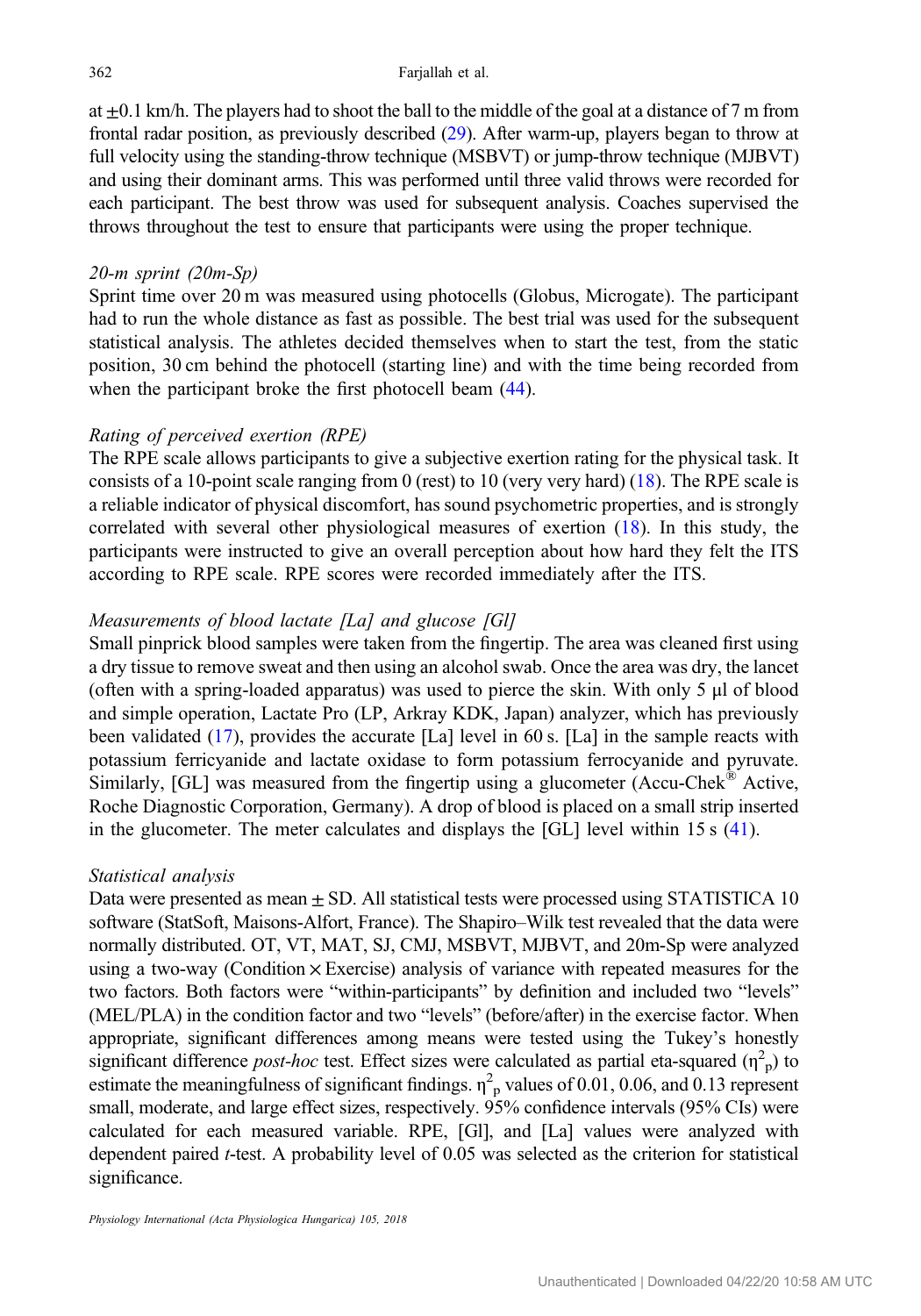at ±0.1 km/h. The players had to shoot the ball to the middle of the goal at a distance of 7 m from frontal radar position, as previously described (29). After warm-up, players began to throw at full velocity using the standing-throw technique (MSBVT) or jump-throw technique (MJBVT) and using their dominant arms. This was performed until three valid throws were recorded for each participant. The best throw was used for subsequent analysis. Coaches supervised the throws throughout the test to ensure that participants were using the proper technique.

### *20-m sprint (20m-Sp)*

Sprint time over 20 m was measured using photocells (Globus, Microgate). The participant had to run the whole distance as fast as possible. The best trial was used for the subsequent statistical analysis. The athletes decided themselves when to start the test, from the static position, 30 cm behind the photocell (starting line) and with the time being recorded from when the participant broke the first photocell beam (44).

### *Rating of perceived exertion (RPE)*

The RPE scale allows participants to give a subjective exertion rating for the physical task. It consists of a 10-point scale ranging from 0 (rest) to 10 (very very hard) (18). The RPE scale is a reliable indicator of physical discomfort, has sound psychometric properties, and is strongly correlated with several other physiological measures of exertion (18). In this study, the participants were instructed to give an overall perception about how hard they felt the ITS according to RPE scale. RPE scores were recorded immediately after the ITS.

### *Measurements of blood lactate [La] and glucose [Gl]*

Small pinprick blood samples were taken from the fingertip. The area was cleaned first using a dry tissue to remove sweat and then using an alcohol swab. Once the area was dry, the lancet (often with a spring-loaded apparatus) was used to pierce the skin. With only 5 µl of blood and simple operation, Lactate Pro (LP, Arkray KDK, Japan) analyzer, which has previously been validated (17), provides the accurate [La] level in 60 s. [La] in the sample reacts with potassium ferricyanide and lactate oxidase to form potassium ferrocyanide and pyruvate. Similarly, [GL] was measured from the fingertip using a glucometer (Accu-Chek® Active, Roche Diagnostic Corporation, Germany). A drop of blood is placed on a small strip inserted in the glucometer. The meter calculates and displays the [GL] level within 15 s (41).

### *Statistical analysis*

Data were presented as mean ± SD. All statistical tests were processed using STATISTICA 10 software (StatSoft, Maisons-Alfort, France). The Shapiro–Wilk test revealed that the data were normally distributed. OT, VT, MAT, SJ, CMJ, MSBVT, MJBVT, and 20m-Sp were analyzed using a two-way (Condition × Exercise) analysis of variance with repeated measures for the two factors. Both factors were "within-participants" by definition and included two "levels" (MEL/PLA) in the condition factor and two "levels" (before/after) in the exercise factor. When appropriate, significant differences among means were tested using the Tukey's honestly significant difference *post-hoc* test. Effect sizes were calculated as partial eta-squared ($\eta^2_p$) to estimate the meaningfulness of significant findings. $\eta^2_p$ values of 0.01, 0.06, and 0.13 represent small, moderate, and large effect sizes, respectively. 95% confidence intervals (95% CIs) were calculated for each measured variable. RPE, [Gl], and [La] values were analyzed with dependent paired *t*-test. A probability level of 0.05 was selected as the criterion for statistical significance.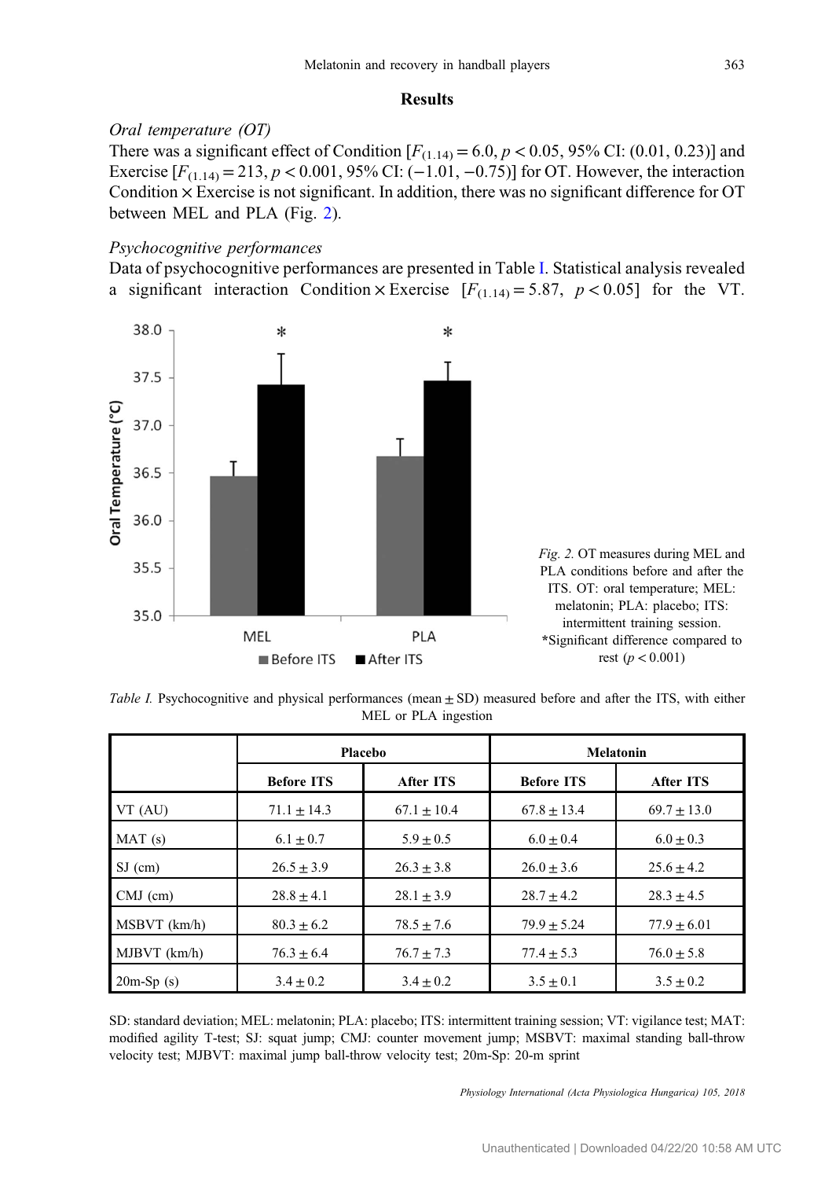## Results

### *Oral temperature (OT)*

There was a significant effect of Condition [$F_{(1.14)} = 6.0$, $p < 0.05$, 95% CI: (0.01, 0.23)] and Exercise [$F_{(1.14)} = 213$, $p < 0.001$, 95% CI: (−1.01, −0.75)] for OT. However, the interaction Condition × Exercise is not significant. In addition, there was no significant difference for OT between MEL and PLA (Fig. 2).

### *Psychocognitive performances*

Data of psychocognitive performances are presented in Table I. Statistical analysis revealed a significant interaction Condition × Exercise [$F_{(1.14)} = 5.87$, $p < 0.05$] for the VT.

*Fig. 2.* OT measures during MEL and PLA conditions before and after the ITS. OT: oral temperature; MEL: melatonin; PLA: placebo; ITS: intermittent training session. *Significant difference compared to rest ($p < 0.001$)

*Table I.* Psychocognitive and physical performances (mean ± SD) measured before and after the ITS, with either MEL or PLA ingestion

| | Placebo | | Melatonin | |
|---|---|---|---|---|
| | **Before ITS** | **After ITS** | **Before ITS** | **After ITS** |
| VT (AU) | 71.1 ± 14.3 | 67.1 ± 10.4 | 67.8 ± 13.4 | 69.7 ± 13.0 |
| MAT (s) | 6.1 ± 0.7 | 5.9 ± 0.5 | 6.0 ± 0.4 | 6.0 ± 0.3 |
| SJ (cm) | 26.5 ± 3.9 | 26.3 ± 3.8 | 26.0 ± 3.6 | 25.6 ± 4.2 |
| CMJ (cm) | 28.8 ± 4.1 | 28.1 ± 3.9 | 28.7 ± 4.2 | 28.3 ± 4.5 |
| MSBVT (km/h) | 80.3 ± 6.2 | 78.5 ± 7.6 | 79.9 ± 5.24 | 77.9 ± 6.01 |
| MJBVT (km/h) | 76.3 ± 6.4 | 76.7 ± 7.3 | 77.4 ± 5.3 | 76.0 ± 5.8 |
| 20m-Sp (s) | 3.4 ± 0.2 | 3.4 ± 0.2 | 3.5 ± 0.1 | 3.5 ± 0.2 |

SD: standard deviation; MEL: melatonin; PLA: placebo; ITS: intermittent training session; VT: vigilance test; MAT: modified agility T-test; SJ: squat jump; CMJ: counter movement jump; MSBVT: maximal standing ball-throw velocity test; MJBVT: maximal jump ball-throw velocity test; 20m-Sp: 20-m sprint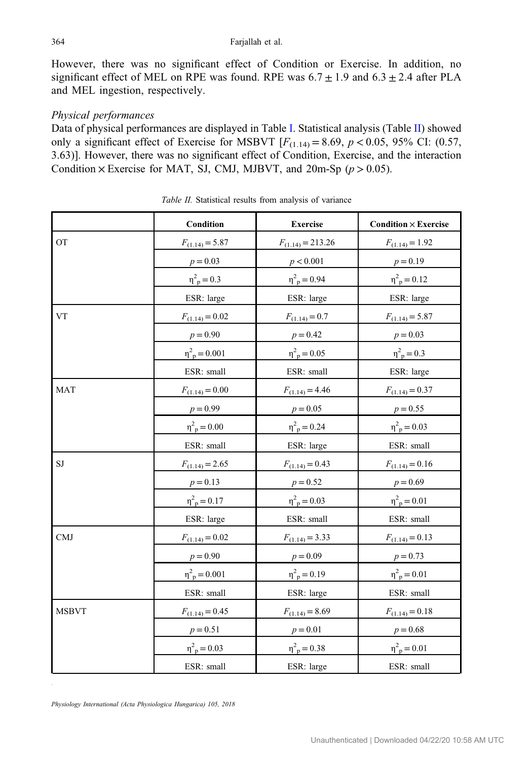However, there was no significant effect of Condition or Exercise. In addition, no significant effect of MEL on RPE was found. RPE was 6.7 ± 1.9 and 6.3 ± 2.4 after PLA and MEL ingestion, respectively.

*Physical performances*

Data of physical performances are displayed in Table I. Statistical analysis (Table II) showed only a significant effect of Exercise for MSBVT [$F_{(1.14)} = 8.69$, $p < 0.05$, 95% CI: (0.57, 3.63)]. However, there was no significant effect of Condition, Exercise, and the interaction Condition × Exercise for MAT, SJ, CMJ, MJBVT, and 20m-Sp ($p > 0.05$).

*Table II.* Statistical results from analysis of variance

| | Condition | Exercise | Condition × Exercise |
|---|---|---|---|
| OT | $F_{(1.14)} = 5.87$ | $F_{(1.14)} = 213.26$ | $F_{(1.14)} = 1.92$ |
| | $p = 0.03$ | $p < 0.001$ | $p = 0.19$ |
| | $\eta^2_p = 0.3$ | $\eta^2_p = 0.94$ | $\eta^2_p = 0.12$ |
| | ESR: large | ESR: large | ESR: large |
| VT | $F_{(1.14)} = 0.02$ | $F_{(1.14)} = 0.7$ | $F_{(1.14)} = 5.87$ |
| | $p = 0.90$ | $p = 0.42$ | $p = 0.03$ |
| | $\eta^2_p = 0.001$ | $\eta^2_p = 0.05$ | $\eta^2_p = 0.3$ |
| | ESR: small | ESR: small | ESR: large |
| MAT | $F_{(1.14)} = 0.00$ | $F_{(1.14)} = 4.46$ | $F_{(1.14)} = 0.37$ |
| | $p = 0.99$ | $p = 0.05$ | $p = 0.55$ |
| | $\eta^2_p = 0.00$ | $\eta^2_p = 0.24$ | $\eta^2_p = 0.03$ |
| | ESR: small | ESR: large | ESR: small |
| SJ | $F_{(1.14)} = 2.65$ | $F_{(1.14)} = 0.43$ | $F_{(1.14)} = 0.16$ |
| | $p = 0.13$ | $p = 0.52$ | $p = 0.69$ |
| | $\eta^2_p = 0.17$ | $\eta^2_p = 0.03$ | $\eta^2_p = 0.01$ |
| | ESR: large | ESR: small | ESR: small |
| CMJ | $F_{(1.14)} = 0.02$ | $F_{(1.14)} = 3.33$ | $F_{(1.14)} = 0.13$ |
| | $p = 0.90$ | $p = 0.09$ | $p = 0.73$ |
| | $\eta^2_p = 0.001$ | $\eta^2_p = 0.19$ | $\eta^2_p = 0.01$ |
| | ESR: small | ESR: large | ESR: small |
| MSBVT | $F_{(1.14)} = 0.45$ | $F_{(1.14)} = 8.69$ | $F_{(1.14)} = 0.18$ |
| | $p = 0.51$ | $p = 0.01$ | $p = 0.68$ |
| | $\eta^2_p = 0.03$ | $\eta^2_p = 0.38$ | $\eta^2_p = 0.01$ |
| | ESR: small | ESR: large | ESR: small |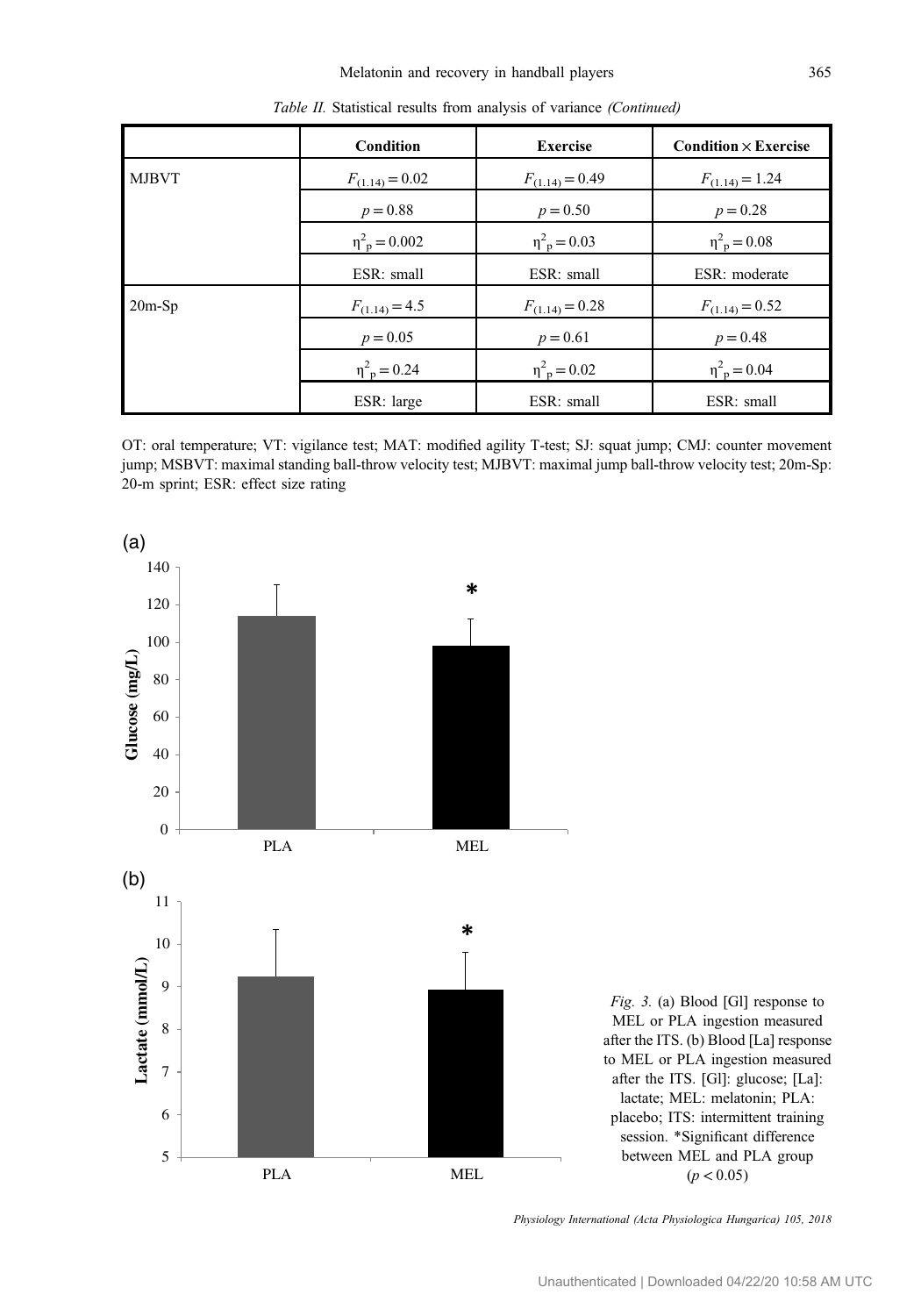*Table II.* Statistical results from analysis of variance *(Continued)*

| | Condition | Exercise | Condition × Exercise |
|---|---|---|---|
| MJBVT | $F_{(1.14)} = 0.02$ | $F_{(1.14)} = 0.49$ | $F_{(1.14)} = 1.24$ |
| | $p = 0.88$ | $p = 0.50$ | $p = 0.28$ |
| | $\eta^2_p = 0.002$ | $\eta^2_p = 0.03$ | $\eta^2_p = 0.08$ |
| | ESR: small | ESR: small | ESR: moderate |
| 20m-Sp | $F_{(1.14)} = 4.5$ | $F_{(1.14)} = 0.28$ | $F_{(1.14)} = 0.52$ |
| | $p = 0.05$ | $p = 0.61$ | $p = 0.48$ |
| | $\eta^2_p = 0.24$ | $\eta^2_p = 0.02$ | $\eta^2_p = 0.04$ |
| | ESR: large | ESR: small | ESR: small |

OT: oral temperature; VT: vigilance test; MAT: modified agility T-test; SJ: squat jump; CMJ: counter movement jump; MSBVT: maximal standing ball-throw velocity test; MJBVT: maximal jump ball-throw velocity test; 20m-Sp: 20-m sprint; ESR: effect size rating

*Fig. 3.* (a) Blood [Gl] response to MEL or PLA ingestion measured after the ITS. (b) Blood [La] response to MEL or PLA ingestion measured after the ITS. [Gl]: glucose; [La]: lactate; MEL: melatonin; PLA: placebo; ITS: intermittent training session. *Significant difference between MEL and PLA group ($p < 0.05$)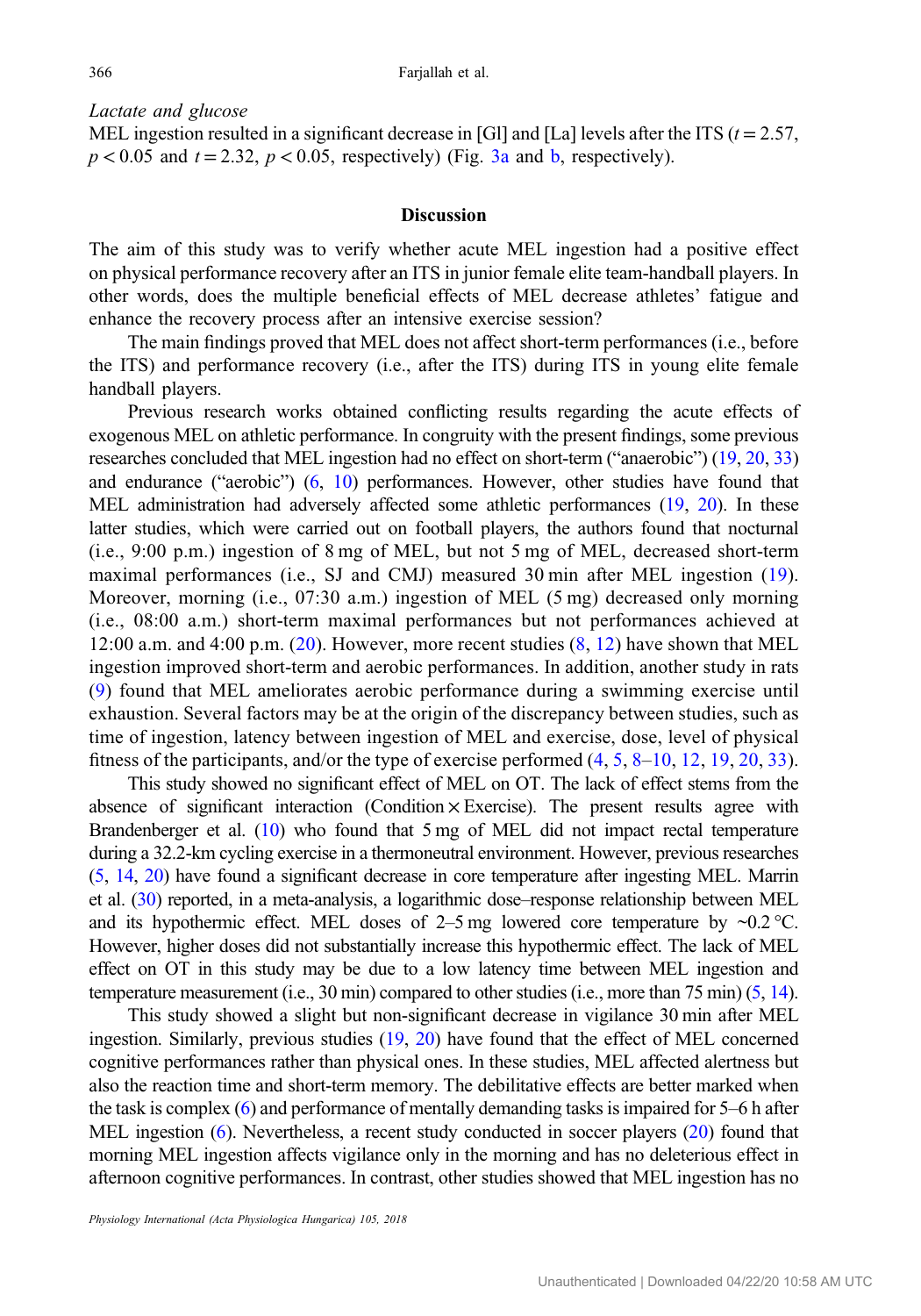*Lactate and glucose*

MEL ingestion resulted in a significant decrease in [Gl] and [La] levels after the ITS ($t = 2.57$, $p < 0.05$ and $t = 2.32$, $p < 0.05$, respectively) (Fig. 3a and b, respectively).

## Discussion

The aim of this study was to verify whether acute MEL ingestion had a positive effect on physical performance recovery after an ITS in junior female elite team-handball players. In other words, does the multiple beneficial effects of MEL decrease athletes' fatigue and enhance the recovery process after an intensive exercise session?

The main findings proved that MEL does not affect short-term performances (i.e., before the ITS) and performance recovery (i.e., after the ITS) during ITS in young elite female handball players.

Previous research works obtained conflicting results regarding the acute effects of exogenous MEL on athletic performance. In congruity with the present findings, some previous researches concluded that MEL ingestion had no effect on short-term ("anaerobic") (19, 20, 33) and endurance ("aerobic") (6, 10) performances. However, other studies have found that MEL administration had adversely affected some athletic performances (19, 20). In these latter studies, which were carried out on football players, the authors found that nocturnal (i.e., 9:00 p.m.) ingestion of 8 mg of MEL, but not 5 mg of MEL, decreased short-term maximal performances (i.e., SJ and CMJ) measured 30 min after MEL ingestion (19). Moreover, morning (i.e., 07:30 a.m.) ingestion of MEL (5 mg) decreased only morning (i.e., 08:00 a.m.) short-term maximal performances but not performances achieved at 12:00 a.m. and 4:00 p.m. (20). However, more recent studies (8, 12) have shown that MEL ingestion improved short-term and aerobic performances. In addition, another study in rats (9) found that MEL ameliorates aerobic performance during a swimming exercise until exhaustion. Several factors may be at the origin of the discrepancy between studies, such as time of ingestion, latency between ingestion of MEL and exercise, dose, level of physical fitness of the participants, and/or the type of exercise performed (4, 5, 8–10, 12, 19, 20, 33).

This study showed no significant effect of MEL on OT. The lack of effect stems from the absence of significant interaction (Condition × Exercise). The present results agree with Brandenberger et al. (10) who found that 5 mg of MEL did not impact rectal temperature during a 32.2-km cycling exercise in a thermoneutral environment. However, previous researches (5, 14, 20) have found a significant decrease in core temperature after ingesting MEL. Marrin et al. (30) reported, in a meta-analysis, a logarithmic dose–response relationship between MEL and its hypothermic effect. MEL doses of 2–5 mg lowered core temperature by ~0.2 °C. However, higher doses did not substantially increase this hypothermic effect. The lack of MEL effect on OT in this study may be due to a low latency time between MEL ingestion and temperature measurement (i.e., 30 min) compared to other studies (i.e., more than 75 min) (5, 14).

This study showed a slight but non-significant decrease in vigilance 30 min after MEL ingestion. Similarly, previous studies (19, 20) have found that the effect of MEL concerned cognitive performances rather than physical ones. In these studies, MEL affected alertness but also the reaction time and short-term memory. The debilitative effects are better marked when the task is complex (6) and performance of mentally demanding tasks is impaired for 5–6 h after MEL ingestion (6). Nevertheless, a recent study conducted in soccer players (20) found that morning MEL ingestion affects vigilance only in the morning and has no deleterious effect in afternoon cognitive performances. In contrast, other studies showed that MEL ingestion has no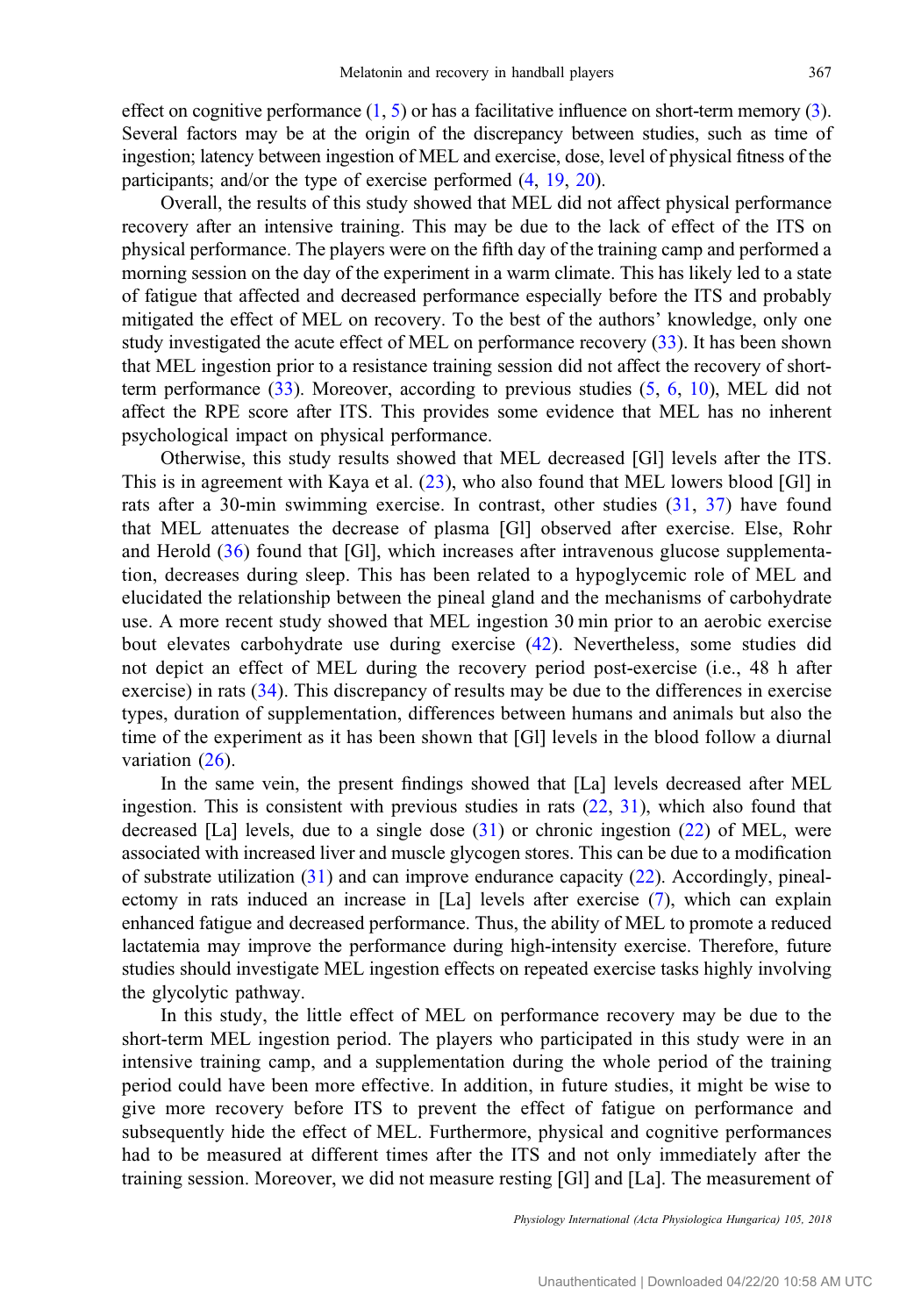effect on cognitive performance (1, 5) or has a facilitative influence on short-term memory (3). Several factors may be at the origin of the discrepancy between studies, such as time of ingestion; latency between ingestion of MEL and exercise, dose, level of physical fitness of the participants; and/or the type of exercise performed (4, 19, 20).

Overall, the results of this study showed that MEL did not affect physical performance recovery after an intensive training. This may be due to the lack of effect of the ITS on physical performance. The players were on the fifth day of the training camp and performed a morning session on the day of the experiment in a warm climate. This has likely led to a state of fatigue that affected and decreased performance especially before the ITS and probably mitigated the effect of MEL on recovery. To the best of the authors' knowledge, only one study investigated the acute effect of MEL on performance recovery (33). It has been shown that MEL ingestion prior to a resistance training session did not affect the recovery of short-term performance (33). Moreover, according to previous studies (5, 6, 10), MEL did not affect the RPE score after ITS. This provides some evidence that MEL has no inherent psychological impact on physical performance.

Otherwise, this study results showed that MEL decreased [Gl] levels after the ITS. This is in agreement with Kaya et al. (23), who also found that MEL lowers blood [Gl] in rats after a 30-min swimming exercise. In contrast, other studies (31, 37) have found that MEL attenuates the decrease of plasma [Gl] observed after exercise. Else, Rohr and Herold (36) found that [Gl], which increases after intravenous glucose supplementation, decreases during sleep. This has been related to a hypoglycemic role of MEL and elucidated the relationship between the pineal gland and the mechanisms of carbohydrate use. A more recent study showed that MEL ingestion 30 min prior to an aerobic exercise bout elevates carbohydrate use during exercise (42). Nevertheless, some studies did not depict an effect of MEL during the recovery period post-exercise (i.e., 48 h after exercise) in rats (34). This discrepancy of results may be due to the differences in exercise types, duration of supplementation, differences between humans and animals but also the time of the experiment as it has been shown that [Gl] levels in the blood follow a diurnal variation (26).

In the same vein, the present findings showed that [La] levels decreased after MEL ingestion. This is consistent with previous studies in rats (22, 31), which also found that decreased [La] levels, due to a single dose (31) or chronic ingestion (22) of MEL, were associated with increased liver and muscle glycogen stores. This can be due to a modification of substrate utilization (31) and can improve endurance capacity (22). Accordingly, pinealectomy in rats induced an increase in [La] levels after exercise (7), which can explain enhanced fatigue and decreased performance. Thus, the ability of MEL to promote a reduced lactatemia may improve the performance during high-intensity exercise. Therefore, future studies should investigate MEL ingestion effects on repeated exercise tasks highly involving the glycolytic pathway.

In this study, the little effect of MEL on performance recovery may be due to the short-term MEL ingestion period. The players who participated in this study were in an intensive training camp, and a supplementation during the whole period of the training period could have been more effective. In addition, in future studies, it might be wise to give more recovery before ITS to prevent the effect of fatigue on performance and subsequently hide the effect of MEL. Furthermore, physical and cognitive performances had to be measured at different times after the ITS and not only immediately after the training session. Moreover, we did not measure resting [Gl] and [La]. The measurement of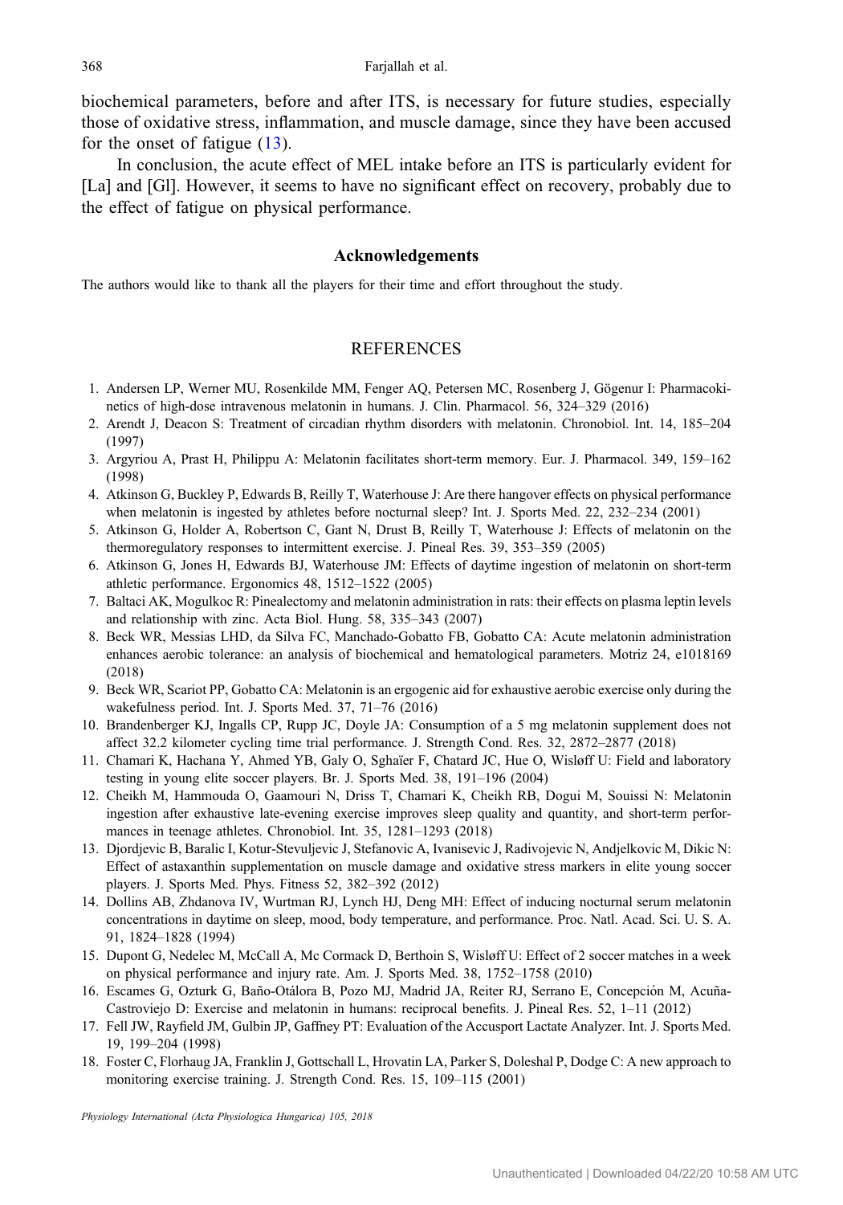biochemical parameters, before and after ITS, is necessary for future studies, especially those of oxidative stress, inflammation, and muscle damage, since they have been accused for the onset of fatigue (13).

In conclusion, the acute effect of MEL intake before an ITS is particularly evident for [La] and [Gl]. However, it seems to have no significant effect on recovery, probably due to the effect of fatigue on physical performance.

## Acknowledgements

The authors would like to thank all the players for their time and effort throughout the study.

## REFERENCES

1. Andersen LP, Werner MU, Rosenkilde MM, Fenger AQ, Petersen MC, Rosenberg J, Gögenur I: Pharmacokinetics of high-dose intravenous melatonin in humans. J. Clin. Pharmacol. 56, 324–329 (2016)
2. Arendt J, Deacon S: Treatment of circadian rhythm disorders with melatonin. Chronobiol. Int. 14, 185–204 (1997)
3. Argyriou A, Prast H, Philippu A: Melatonin facilitates short-term memory. Eur. J. Pharmacol. 349, 159–162 (1998)
4. Atkinson G, Buckley P, Edwards B, Reilly T, Waterhouse J: Are there hangover effects on physical performance when melatonin is ingested by athletes before nocturnal sleep? Int. J. Sports Med. 22, 232–234 (2001)
5. Atkinson G, Holder A, Robertson C, Gant N, Drust B, Reilly T, Waterhouse J: Effects of melatonin on the thermoregulatory responses to intermittent exercise. J. Pineal Res. 39, 353–359 (2005)
6. Atkinson G, Jones H, Edwards BJ, Waterhouse JM: Effects of daytime ingestion of melatonin on short-term athletic performance. Ergonomics 48, 1512–1522 (2005)
7. Baltaci AK, Mogulkoc R: Pinealectomy and melatonin administration in rats: their effects on plasma leptin levels and relationship with zinc. Acta Biol. Hung. 58, 335–343 (2007)
8. Beck WR, Messias LHD, da Silva FC, Manchado-Gobatto FB, Gobatto CA: Acute melatonin administration enhances aerobic tolerance: an analysis of biochemical and hematological parameters. Motriz 24, e1018169 (2018)
9. Beck WR, Scariot PP, Gobatto CA: Melatonin is an ergogenic aid for exhaustive aerobic exercise only during the wakefulness period. Int. J. Sports Med. 37, 71–76 (2016)
10. Brandenberger KJ, Ingalls CP, Rupp JC, Doyle JA: Consumption of a 5 mg melatonin supplement does not affect 32.2 kilometer cycling time trial performance. J. Strength Cond. Res. 32, 2872–2877 (2018)
11. Chamari K, Hachana Y, Ahmed YB, Galy O, Sghaïer F, Chatard JC, Hue O, Wisløff U: Field and laboratory testing in young elite soccer players. Br. J. Sports Med. 38, 191–196 (2004)
12. Cheikh M, Hammouda O, Gaamouri N, Driss T, Chamari K, Cheikh RB, Dogui M, Souissi N: Melatonin ingestion after exhaustive late-evening exercise improves sleep quality and quantity, and short-term performances in teenage athletes. Chronobiol. Int. 35, 1281–1293 (2018)
13. Djordjevic B, Baralic I, Kotur-Stevuljevic J, Stefanovic A, Ivanisevic J, Radivojevic N, Andjelkovic M, Dikic N: Effect of astaxanthin supplementation on muscle damage and oxidative stress markers in elite young soccer players. J. Sports Med. Phys. Fitness 52, 382–392 (2012)
14. Dollins AB, Zhdanova IV, Wurtman RJ, Lynch HJ, Deng MH: Effect of inducing nocturnal serum melatonin concentrations in daytime on sleep, mood, body temperature, and performance. Proc. Natl. Acad. Sci. U. S. A. 91, 1824–1828 (1994)
15. Dupont G, Nedelec M, McCall A, Mc Cormack D, Berthoin S, Wisløff U: Effect of 2 soccer matches in a week on physical performance and injury rate. Am. J. Sports Med. 38, 1752–1758 (2010)
16. Escames G, Ozturk G, Baño-Otálora B, Pozo MJ, Madrid JA, Reiter RJ, Serrano E, Concepción M, Acuña-Castroviejo D: Exercise and melatonin in humans: reciprocal benefits. J. Pineal Res. 52, 1–11 (2012)
17. Fell JW, Rayfield JM, Gulbin JP, Gaffney PT: Evaluation of the Accusport Lactate Analyzer. Int. J. Sports Med. 19, 199–204 (1998)
18. Foster C, Florhaug JA, Franklin J, Gottschall L, Hrovatin LA, Parker S, Doleshal P, Dodge C: A new approach to monitoring exercise training. J. Strength Cond. Res. 15, 109–115 (2001)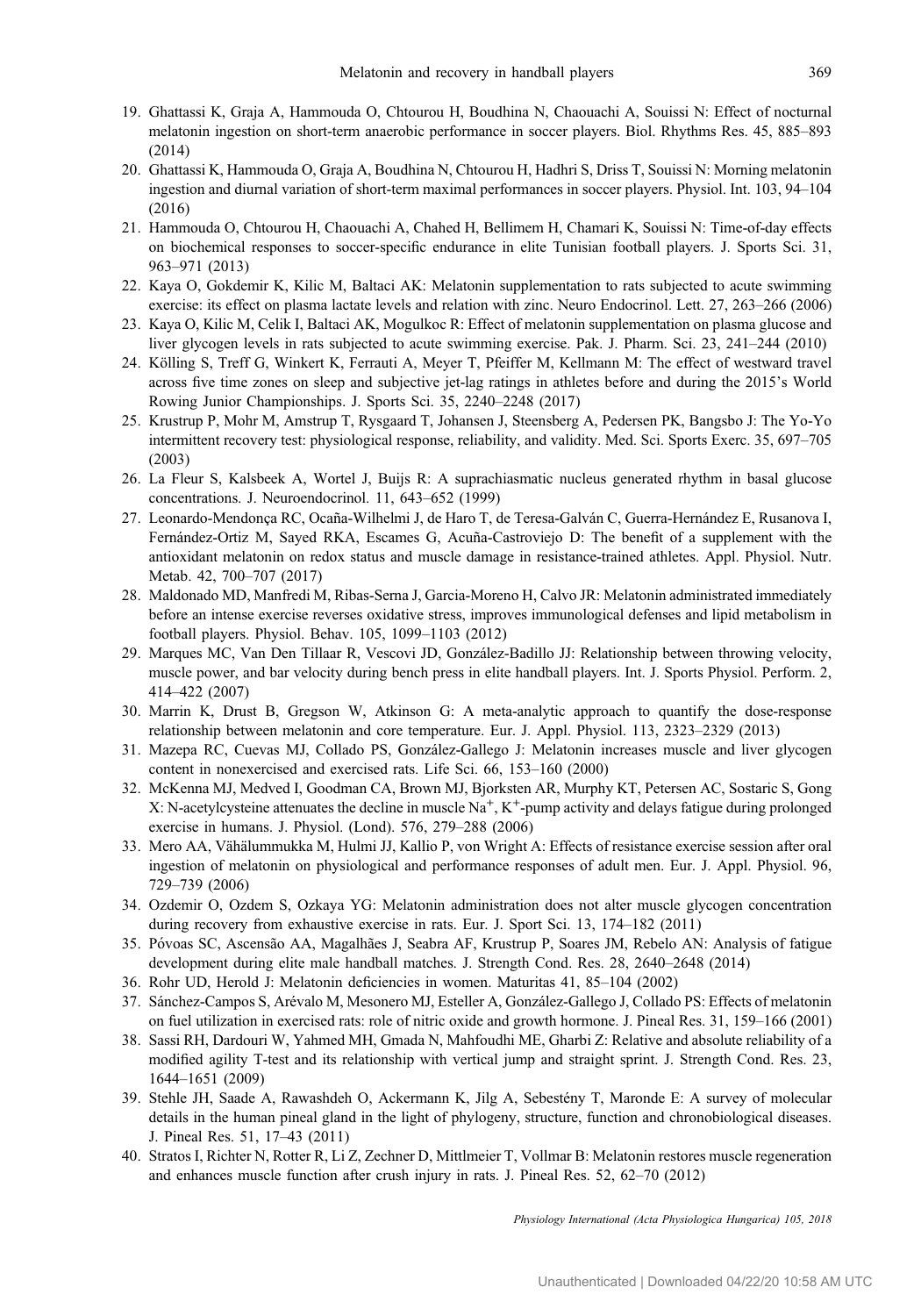19. Ghattassi K, Graja A, Hammouda O, Chtourou H, Boudhina N, Chaouachi A, Souissi N: Effect of nocturnal melatonin ingestion on short-term anaerobic performance in soccer players. Biol. Rhythms Res. 45, 885–893 (2014)
20. Ghattassi K, Hammouda O, Graja A, Boudhina N, Chtourou H, Hadhri S, Driss T, Souissi N: Morning melatonin ingestion and diurnal variation of short-term maximal performances in soccer players. Physiol. Int. 103, 94–104 (2016)
21. Hammouda O, Chtourou H, Chaouachi A, Chahed H, Bellimem H, Chamari K, Souissi N: Time-of-day effects on biochemical responses to soccer-specific endurance in elite Tunisian football players. J. Sports Sci. 31, 963–971 (2013)
22. Kaya O, Gokdemir K, Kilic M, Baltaci AK: Melatonin supplementation to rats subjected to acute swimming exercise: its effect on plasma lactate levels and relation with zinc. Neuro Endocrinol. Lett. 27, 263–266 (2006)
23. Kaya O, Kilic M, Celik I, Baltaci AK, Mogulkoc R: Effect of melatonin supplementation on plasma glucose and liver glycogen levels in rats subjected to acute swimming exercise. Pak. J. Pharm. Sci. 23, 241–244 (2010)
24. Kölling S, Treff G, Winkert K, Ferrauti A, Meyer T, Pfeiffer M, Kellmann M: The effect of westward travel across five time zones on sleep and subjective jet-lag ratings in athletes before and during the 2015's World Rowing Junior Championships. J. Sports Sci. 35, 2240–2248 (2017)
25. Krustrup P, Mohr M, Amstrup T, Rysgaard T, Johansen J, Steensberg A, Pedersen PK, Bangsbo J: The Yo-Yo intermittent recovery test: physiological response, reliability, and validity. Med. Sci. Sports Exerc. 35, 697–705 (2003)
26. La Fleur S, Kalsbeek A, Wortel J, Buijs R: A suprachiasmatic nucleus generated rhythm in basal glucose concentrations. J. Neuroendocrinol. 11, 643–652 (1999)
27. Leonardo-Mendonça RC, Ocaña-Wilhelmi J, de Haro T, de Teresa-Galván C, Guerra-Hernández E, Rusanova I, Fernández-Ortiz M, Sayed RKA, Escames G, Acuña-Castroviejo D: The benefit of a supplement with the antioxidant melatonin on redox status and muscle damage in resistance-trained athletes. Appl. Physiol. Nutr. Metab. 42, 700–707 (2017)
28. Maldonado MD, Manfredi M, Ribas-Serna J, Garcia-Moreno H, Calvo JR: Melatonin administrated immediately before an intense exercise reverses oxidative stress, improves immunological defenses and lipid metabolism in football players. Physiol. Behav. 105, 1099–1103 (2012)
29. Marques MC, Van Den Tillaar R, Vescovi JD, González-Badillo JJ: Relationship between throwing velocity, muscle power, and bar velocity during bench press in elite handball players. Int. J. Sports Physiol. Perform. 2, 414–422 (2007)
30. Marrin K, Drust B, Gregson W, Atkinson G: A meta-analytic approach to quantify the dose-response relationship between melatonin and core temperature. Eur. J. Appl. Physiol. 113, 2323–2329 (2013)
31. Mazepa RC, Cuevas MJ, Collado PS, González-Gallego J: Melatonin increases muscle and liver glycogen content in nonexercised and exercised rats. Life Sci. 66, 153–160 (2000)
32. McKenna MJ, Medved I, Goodman CA, Brown MJ, Bjorksten AR, Murphy KT, Petersen AC, Sostaric S, Gong X: N-acetylcysteine attenuates the decline in muscle $Na^+$, $K^+$-pump activity and delays fatigue during prolonged exercise in humans. J. Physiol. (Lond). 576, 279–288 (2006)
33. Mero AA, Vähälummukka M, Hulmi JJ, Kallio P, von Wright A: Effects of resistance exercise session after oral ingestion of melatonin on physiological and performance responses of adult men. Eur. J. Appl. Physiol. 96, 729–739 (2006)
34. Ozdemir O, Ozdem S, Ozkaya YG: Melatonin administration does not alter muscle glycogen concentration during recovery from exhaustive exercise in rats. Eur. J. Sport Sci. 13, 174–182 (2011)
35. Póvoas SC, Ascensão AA, Magalhães J, Seabra AF, Krustrup P, Soares JM, Rebelo AN: Analysis of fatigue development during elite male handball matches. J. Strength Cond. Res. 28, 2640–2648 (2014)
36. Rohr UD, Herold J: Melatonin deficiencies in women. Maturitas 41, 85–104 (2002)
37. Sánchez-Campos S, Arévalo M, Mesonero MJ, Esteller A, González-Gallego J, Collado PS: Effects of melatonin on fuel utilization in exercised rats: role of nitric oxide and growth hormone. J. Pineal Res. 31, 159–166 (2001)
38. Sassi RH, Dardouri W, Yahmed MH, Gmada N, Mahfoudhi ME, Gharbi Z: Relative and absolute reliability of a modified agility T-test and its relationship with vertical jump and straight sprint. J. Strength Cond. Res. 23, 1644–1651 (2009)
39. Stehle JH, Saade A, Rawashdeh O, Ackermann K, Jilg A, Sebestény T, Maronde E: A survey of molecular details in the human pineal gland in the light of phylogeny, structure, function and chronobiological diseases. J. Pineal Res. 51, 17–43 (2011)
40. Stratos I, Richter N, Rotter R, Li Z, Zechner D, Mittlmeier T, Vollmar B: Melatonin restores muscle regeneration and enhances muscle function after crush injury in rats. J. Pineal Res. 52, 62–70 (2012)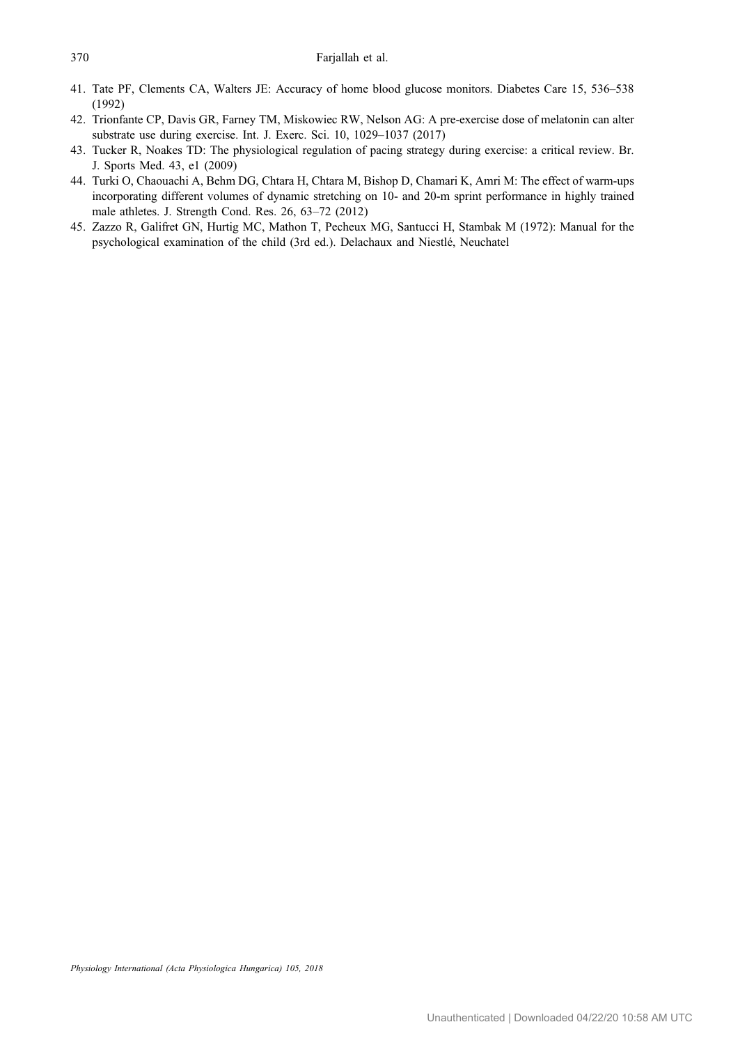41. Tate PF, Clements CA, Walters JE: Accuracy of home blood glucose monitors. Diabetes Care 15, 536–538 (1992)
42. Trionfante CP, Davis GR, Farney TM, Miskowiec RW, Nelson AG: A pre-exercise dose of melatonin can alter substrate use during exercise. Int. J. Exerc. Sci. 10, 1029–1037 (2017)
43. Tucker R, Noakes TD: The physiological regulation of pacing strategy during exercise: a critical review. Br. J. Sports Med. 43, e1 (2009)
44. Turki O, Chaouachi A, Behm DG, Chtara H, Chtara M, Bishop D, Chamari K, Amri M: The effect of warm-ups incorporating different volumes of dynamic stretching on 10- and 20-m sprint performance in highly trained male athletes. J. Strength Cond. Res. 26, 63–72 (2012)
45. Zazzo R, Galifret GN, Hurtig MC, Mathon T, Pecheux MG, Santucci H, Stambak M (1972): Manual for the psychological examination of the child (3rd ed.). Delachaux and Niestlé, Neuchatel